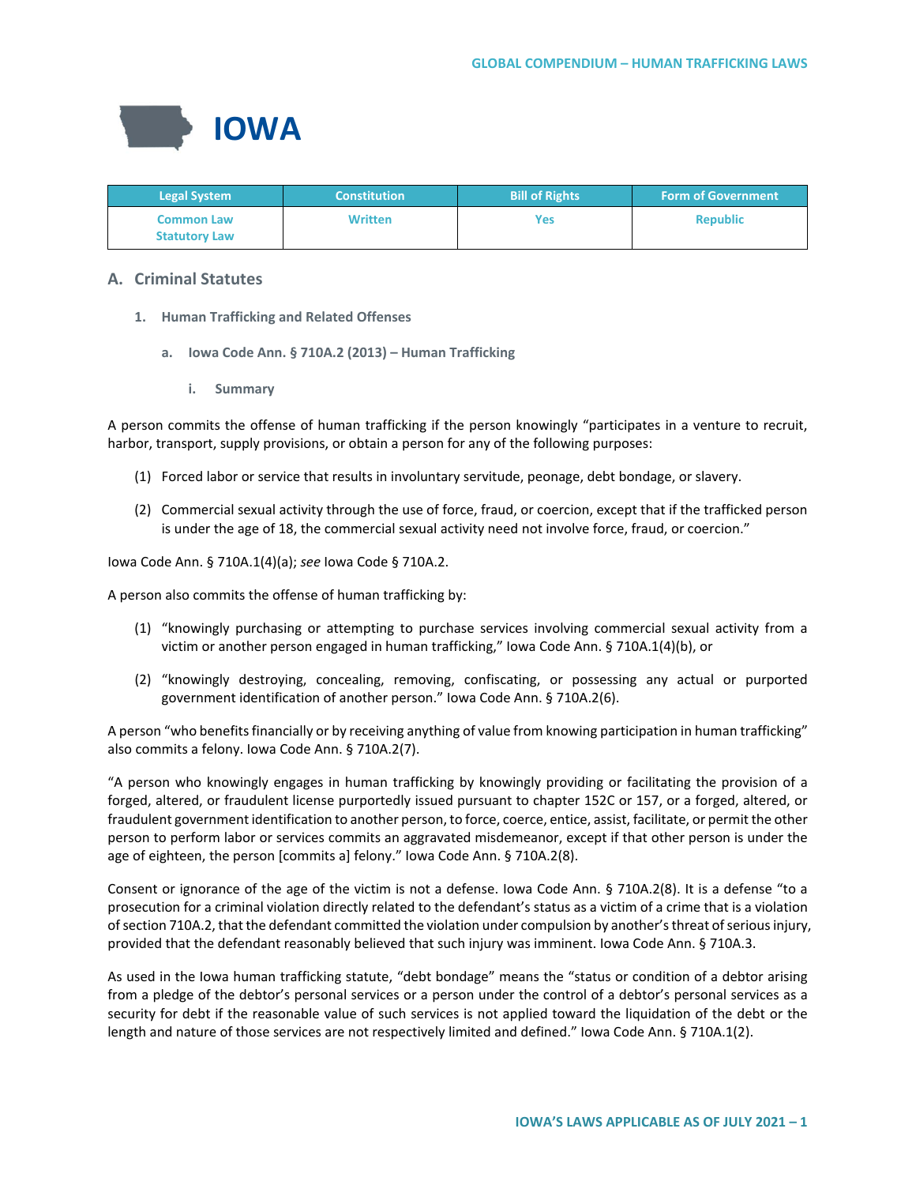# IOWA

| Legal System | Constitution | Bill of Rights | Form of Government |
|---|---|---|---|
| Common Law Statutory Law | Written | Yes | Republic |

## A. Criminal Statutes

### 1. Human Trafficking and Related Offenses

#### a. Iowa Code Ann. § 710A.2 (2013) – Human Trafficking

##### i. Summary

A person commits the offense of human trafficking if the person knowingly "participates in a venture to recruit, harbor, transport, supply provisions, or obtain a person for any of the following purposes:

(1) Forced labor or service that results in involuntary servitude, peonage, debt bondage, or slavery.

(2) Commercial sexual activity through the use of force, fraud, or coercion, except that if the trafficked person is under the age of 18, the commercial sexual activity need not involve force, fraud, or coercion."

Iowa Code Ann. § 710A.1(4)(a); *see* Iowa Code § 710A.2.

A person also commits the offense of human trafficking by:

(1) "knowingly purchasing or attempting to purchase services involving commercial sexual activity from a victim or another person engaged in human trafficking," Iowa Code Ann. § 710A.1(4)(b), or

(2) "knowingly destroying, concealing, removing, confiscating, or possessing any actual or purported government identification of another person." Iowa Code Ann. § 710A.2(6).

A person "who benefits financially or by receiving anything of value from knowing participation in human trafficking" also commits a felony. Iowa Code Ann. § 710A.2(7).

"A person who knowingly engages in human trafficking by knowingly providing or facilitating the provision of a forged, altered, or fraudulent license purportedly issued pursuant to chapter 152C or 157, or a forged, altered, or fraudulent government identification to another person, to force, coerce, entice, assist, facilitate, or permit the other person to perform labor or services commits an aggravated misdemeanor, except if that other person is under the age of eighteen, the person [commits a] felony." Iowa Code Ann. § 710A.2(8).

Consent or ignorance of the age of the victim is not a defense. Iowa Code Ann. § 710A.2(8). It is a defense "to a prosecution for a criminal violation directly related to the defendant's status as a victim of a crime that is a violation of section 710A.2, that the defendant committed the violation under compulsion by another's threat of serious injury, provided that the defendant reasonably believed that such injury was imminent. Iowa Code Ann. § 710A.3.

As used in the Iowa human trafficking statute, "debt bondage" means the "status or condition of a debtor arising from a pledge of the debtor's personal services or a person under the control of a debtor's personal services as a security for debt if the reasonable value of such services is not applied toward the liquidation of the debt or the length and nature of those services are not respectively limited and defined." Iowa Code Ann. § 710A.1(2).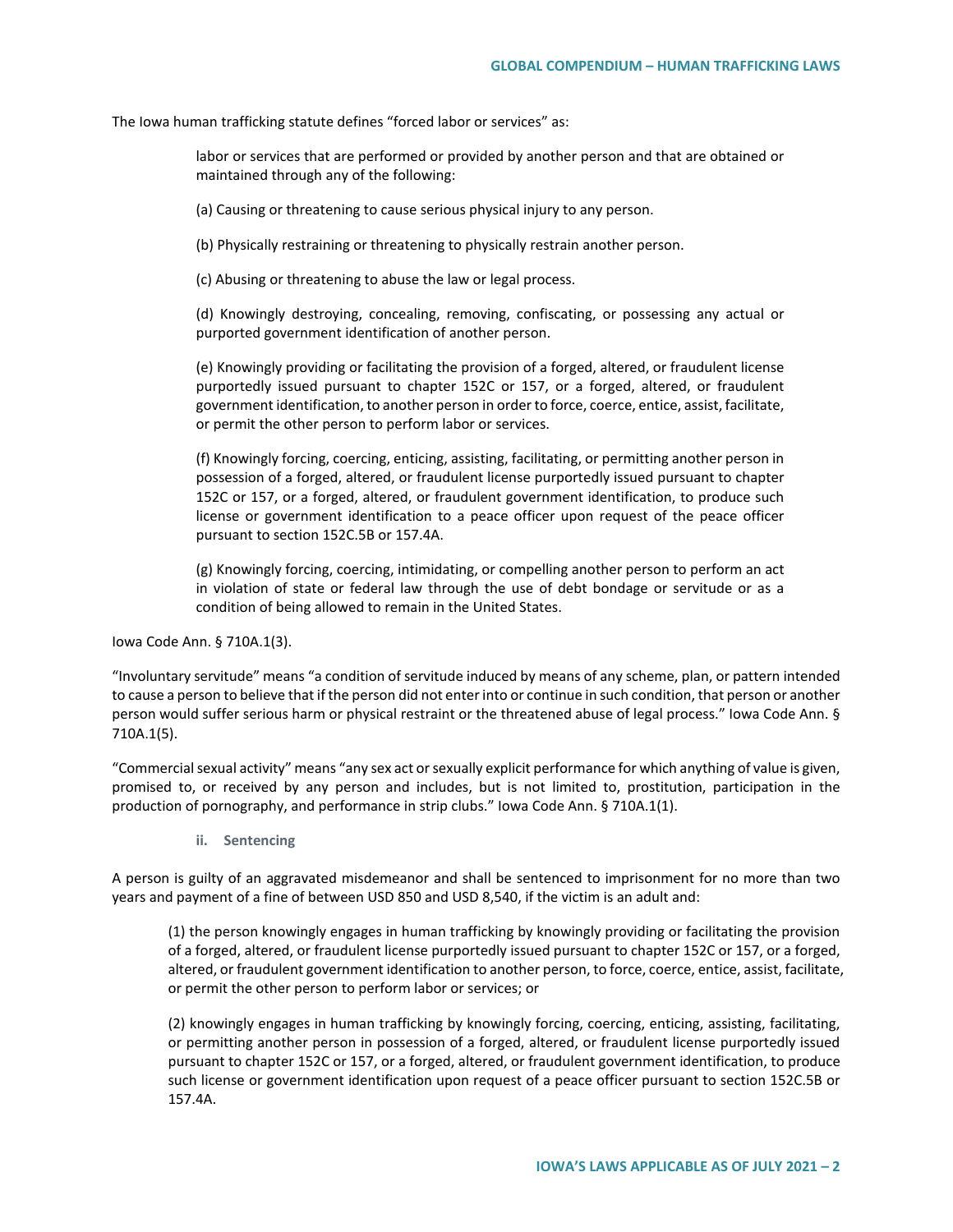The Iowa human trafficking statute defines "forced labor or services" as:

> labor or services that are performed or provided by another person and that are obtained or maintained through any of the following:
>
> (a) Causing or threatening to cause serious physical injury to any person.
>
> (b) Physically restraining or threatening to physically restrain another person.
>
> (c) Abusing or threatening to abuse the law or legal process.
>
> (d) Knowingly destroying, concealing, removing, confiscating, or possessing any actual or purported government identification of another person.
>
> (e) Knowingly providing or facilitating the provision of a forged, altered, or fraudulent license purportedly issued pursuant to chapter 152C or 157, or a forged, altered, or fraudulent government identification, to another person in order to force, coerce, entice, assist, facilitate, or permit the other person to perform labor or services.
>
> (f) Knowingly forcing, coercing, enticing, assisting, facilitating, or permitting another person in possession of a forged, altered, or fraudulent license purportedly issued pursuant to chapter 152C or 157, or a forged, altered, or fraudulent government identification, to produce such license or government identification to a peace officer upon request of the peace officer pursuant to section 152C.5B or 157.4A.
>
> (g) Knowingly forcing, coercing, intimidating, or compelling another person to perform an act in violation of state or federal law through the use of debt bondage or servitude or as a condition of being allowed to remain in the United States.

Iowa Code Ann. § 710A.1(3).

"Involuntary servitude" means "a condition of servitude induced by means of any scheme, plan, or pattern intended to cause a person to believe that if the person did not enter into or continue in such condition, that person or another person would suffer serious harm or physical restraint or the threatened abuse of legal process." Iowa Code Ann. § 710A.1(5).

"Commercial sexual activity" means "any sex act or sexually explicit performance for which anything of value is given, promised to, or received by any person and includes, but is not limited to, prostitution, participation in the production of pornography, and performance in strip clubs." Iowa Code Ann. § 710A.1(1).

#### ii. Sentencing

A person is guilty of an aggravated misdemeanor and shall be sentenced to imprisonment for no more than two years and payment of a fine of between USD 850 and USD 8,540, if the victim is an adult and:

> (1) the person knowingly engages in human trafficking by knowingly providing or facilitating the provision of a forged, altered, or fraudulent license purportedly issued pursuant to chapter 152C or 157, or a forged, altered, or fraudulent government identification to another person, to force, coerce, entice, assist, facilitate, or permit the other person to perform labor or services; or
>
> (2) knowingly engages in human trafficking by knowingly forcing, coercing, enticing, assisting, facilitating, or permitting another person in possession of a forged, altered, or fraudulent license purportedly issued pursuant to chapter 152C or 157, or a forged, altered, or fraudulent government identification, to produce such license or government identification upon request of a peace officer pursuant to section 152C.5B or 157.4A.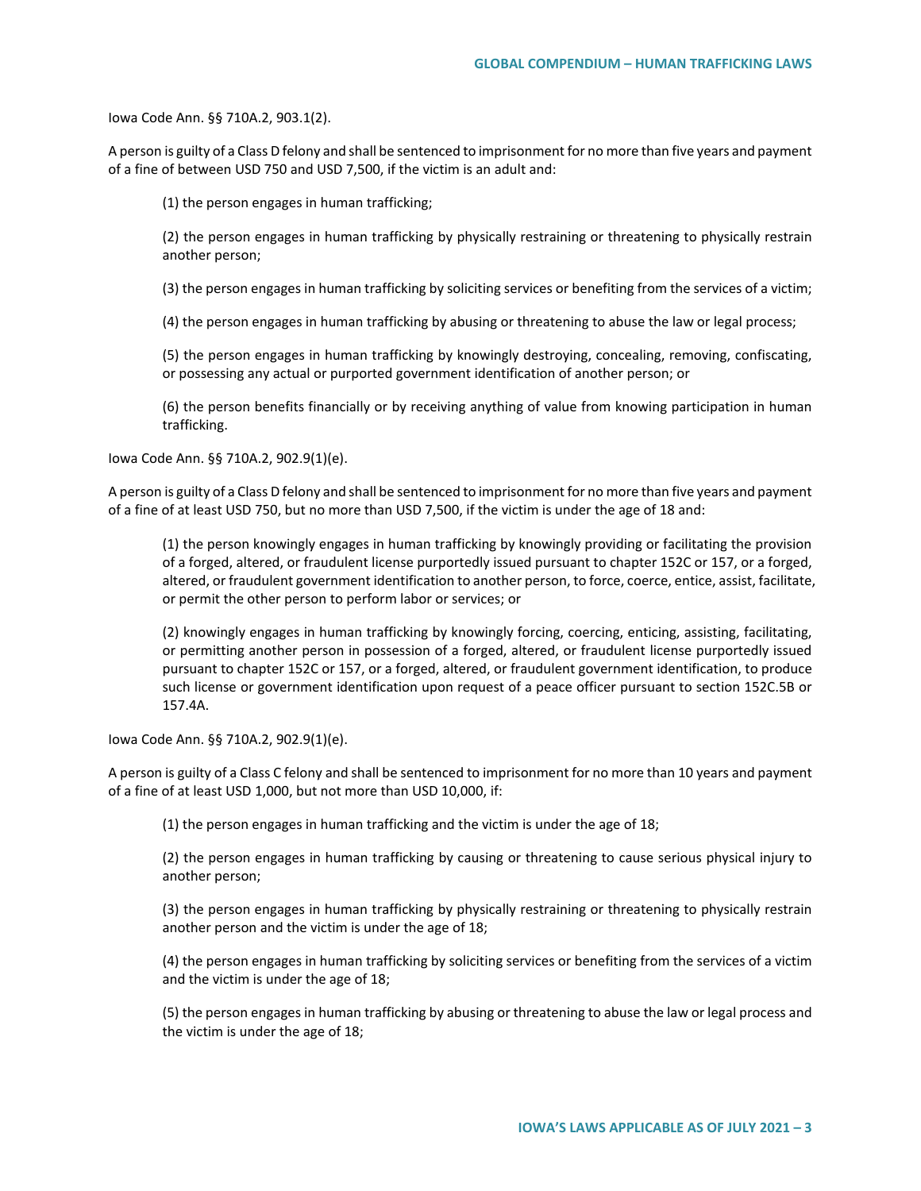Iowa Code Ann. §§ 710A.2, 903.1(2).

A person is guilty of a Class D felony and shall be sentenced to imprisonment for no more than five years and payment of a fine of between USD 750 and USD 7,500, if the victim is an adult and:

(1) the person engages in human trafficking;

(2) the person engages in human trafficking by physically restraining or threatening to physically restrain another person;

(3) the person engages in human trafficking by soliciting services or benefiting from the services of a victim;

(4) the person engages in human trafficking by abusing or threatening to abuse the law or legal process;

(5) the person engages in human trafficking by knowingly destroying, concealing, removing, confiscating, or possessing any actual or purported government identification of another person; or

(6) the person benefits financially or by receiving anything of value from knowing participation in human trafficking.

Iowa Code Ann. §§ 710A.2, 902.9(1)(e).

A person is guilty of a Class D felony and shall be sentenced to imprisonment for no more than five years and payment of a fine of at least USD 750, but no more than USD 7,500, if the victim is under the age of 18 and:

(1) the person knowingly engages in human trafficking by knowingly providing or facilitating the provision of a forged, altered, or fraudulent license purportedly issued pursuant to chapter 152C or 157, or a forged, altered, or fraudulent government identification to another person, to force, coerce, entice, assist, facilitate, or permit the other person to perform labor or services; or

(2) knowingly engages in human trafficking by knowingly forcing, coercing, enticing, assisting, facilitating, or permitting another person in possession of a forged, altered, or fraudulent license purportedly issued pursuant to chapter 152C or 157, or a forged, altered, or fraudulent government identification, to produce such license or government identification upon request of a peace officer pursuant to section 152C.5B or 157.4A.

Iowa Code Ann. §§ 710A.2, 902.9(1)(e).

A person is guilty of a Class C felony and shall be sentenced to imprisonment for no more than 10 years and payment of a fine of at least USD 1,000, but not more than USD 10,000, if:

(1) the person engages in human trafficking and the victim is under the age of 18;

(2) the person engages in human trafficking by causing or threatening to cause serious physical injury to another person;

(3) the person engages in human trafficking by physically restraining or threatening to physically restrain another person and the victim is under the age of 18;

(4) the person engages in human trafficking by soliciting services or benefiting from the services of a victim and the victim is under the age of 18;

(5) the person engages in human trafficking by abusing or threatening to abuse the law or legal process and the victim is under the age of 18;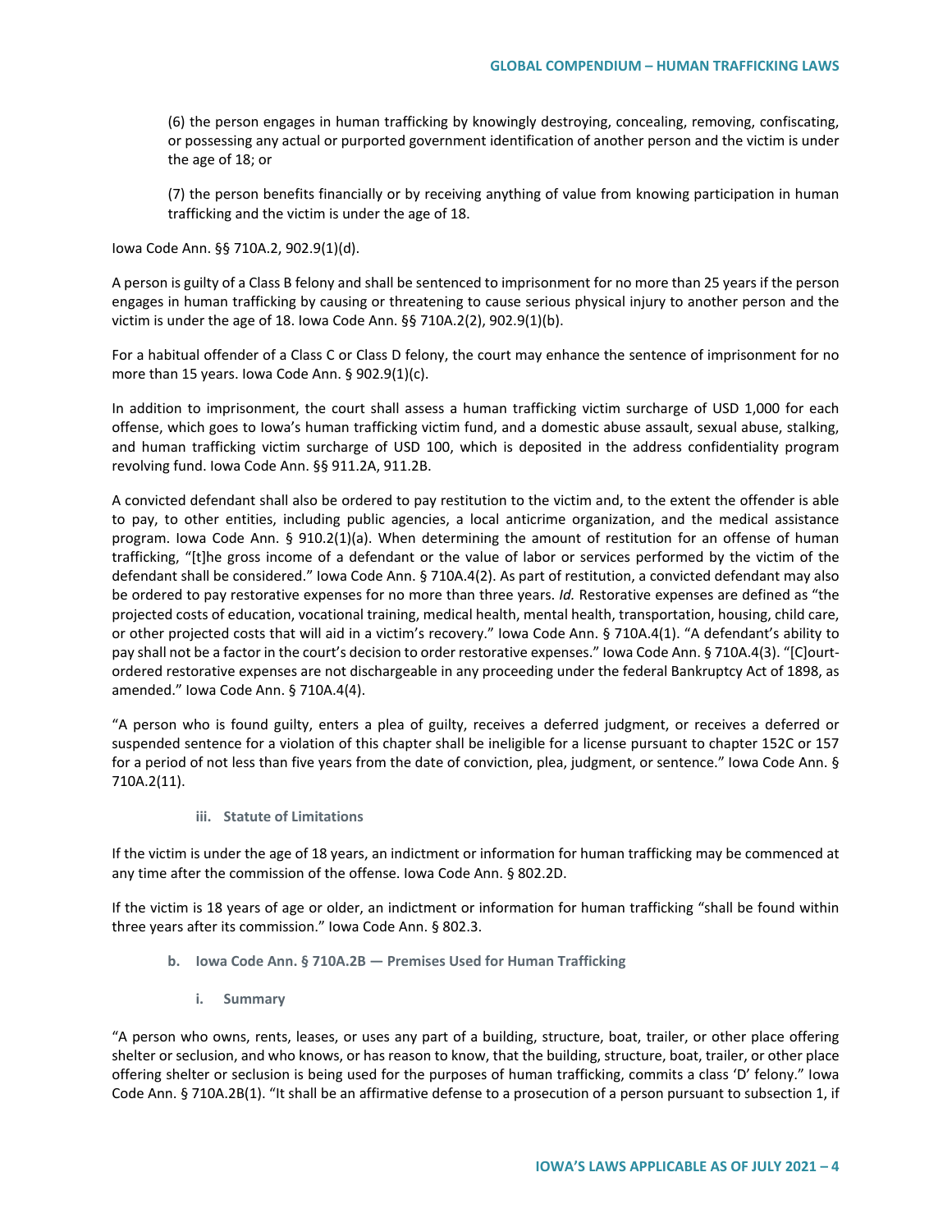(6) the person engages in human trafficking by knowingly destroying, concealing, removing, confiscating, or possessing any actual or purported government identification of another person and the victim is under the age of 18; or

(7) the person benefits financially or by receiving anything of value from knowing participation in human trafficking and the victim is under the age of 18.

Iowa Code Ann. §§ 710A.2, 902.9(1)(d).

A person is guilty of a Class B felony and shall be sentenced to imprisonment for no more than 25 years if the person engages in human trafficking by causing or threatening to cause serious physical injury to another person and the victim is under the age of 18. Iowa Code Ann. §§ 710A.2(2), 902.9(1)(b).

For a habitual offender of a Class C or Class D felony, the court may enhance the sentence of imprisonment for no more than 15 years. Iowa Code Ann. § 902.9(1)(c).

In addition to imprisonment, the court shall assess a human trafficking victim surcharge of USD 1,000 for each offense, which goes to Iowa's human trafficking victim fund, and a domestic abuse assault, sexual abuse, stalking, and human trafficking victim surcharge of USD 100, which is deposited in the address confidentiality program revolving fund. Iowa Code Ann. §§ 911.2A, 911.2B.

A convicted defendant shall also be ordered to pay restitution to the victim and, to the extent the offender is able to pay, to other entities, including public agencies, a local anticrime organization, and the medical assistance program. Iowa Code Ann. § 910.2(1)(a). When determining the amount of restitution for an offense of human trafficking, "[t]he gross income of a defendant or the value of labor or services performed by the victim of the defendant shall be considered." Iowa Code Ann. § 710A.4(2). As part of restitution, a convicted defendant may also be ordered to pay restorative expenses for no more than three years. *Id.* Restorative expenses are defined as "the projected costs of education, vocational training, medical health, mental health, transportation, housing, child care, or other projected costs that will aid in a victim's recovery." Iowa Code Ann. § 710A.4(1). "A defendant's ability to pay shall not be a factor in the court's decision to order restorative expenses." Iowa Code Ann. § 710A.4(3). "[C]ourt-ordered restorative expenses are not dischargeable in any proceeding under the federal Bankruptcy Act of 1898, as amended." Iowa Code Ann. § 710A.4(4).

"A person who is found guilty, enters a plea of guilty, receives a deferred judgment, or receives a deferred or suspended sentence for a violation of this chapter shall be ineligible for a license pursuant to chapter 152C or 157 for a period of not less than five years from the date of conviction, plea, judgment, or sentence." Iowa Code Ann. § 710A.2(11).

#### iii. Statute of Limitations

If the victim is under the age of 18 years, an indictment or information for human trafficking may be commenced at any time after the commission of the offense. Iowa Code Ann. § 802.2D.

If the victim is 18 years of age or older, an indictment or information for human trafficking "shall be found within three years after its commission." Iowa Code Ann. § 802.3.

### b. Iowa Code Ann. § 710A.2B — Premises Used for Human Trafficking

#### i. Summary

"A person who owns, rents, leases, or uses any part of a building, structure, boat, trailer, or other place offering shelter or seclusion, and who knows, or has reason to know, that the building, structure, boat, trailer, or other place offering shelter or seclusion is being used for the purposes of human trafficking, commits a class 'D' felony." Iowa Code Ann. § 710A.2B(1). "It shall be an affirmative defense to a prosecution of a person pursuant to subsection 1, if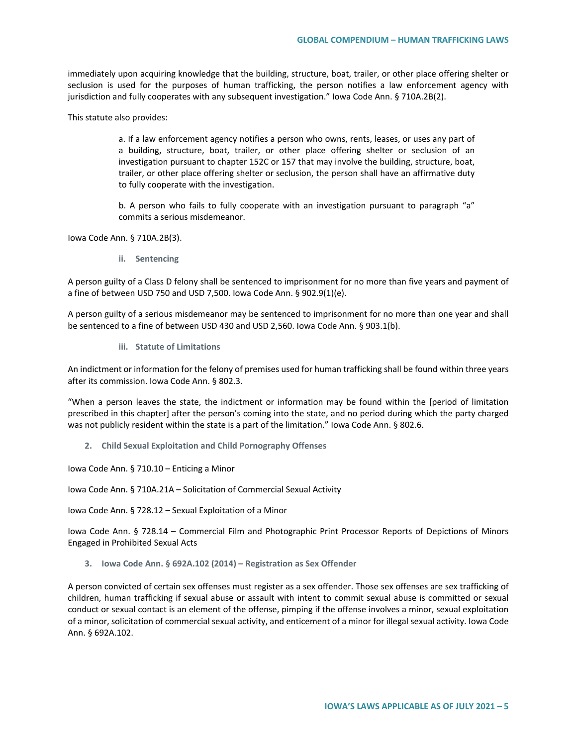immediately upon acquiring knowledge that the building, structure, boat, trailer, or other place offering shelter or seclusion is used for the purposes of human trafficking, the person notifies a law enforcement agency with jurisdiction and fully cooperates with any subsequent investigation." Iowa Code Ann. § 710A.2B(2).

This statute also provides:

> a. If a law enforcement agency notifies a person who owns, rents, leases, or uses any part of a building, structure, boat, trailer, or other place offering shelter or seclusion of an investigation pursuant to chapter 152C or 157 that may involve the building, structure, boat, trailer, or other place offering shelter or seclusion, the person shall have an affirmative duty to fully cooperate with the investigation.
>
> b. A person who fails to fully cooperate with an investigation pursuant to paragraph "a" commits a serious misdemeanor.

Iowa Code Ann. § 710A.2B(3).

#### ii. Sentencing

A person guilty of a Class D felony shall be sentenced to imprisonment for no more than five years and payment of a fine of between USD 750 and USD 7,500. Iowa Code Ann. § 902.9(1)(e).

A person guilty of a serious misdemeanor may be sentenced to imprisonment for no more than one year and shall be sentenced to a fine of between USD 430 and USD 2,560. Iowa Code Ann. § 903.1(b).

#### iii. Statute of Limitations

An indictment or information for the felony of premises used for human trafficking shall be found within three years after its commission. Iowa Code Ann. § 802.3.

"When a person leaves the state, the indictment or information may be found within the [period of limitation prescribed in this chapter] after the person's coming into the state, and no period during which the party charged was not publicly resident within the state is a part of the limitation." Iowa Code Ann. § 802.6.

### 2. Child Sexual Exploitation and Child Pornography Offenses

Iowa Code Ann. § 710.10 – Enticing a Minor

Iowa Code Ann. § 710A.21A – Solicitation of Commercial Sexual Activity

Iowa Code Ann. § 728.12 – Sexual Exploitation of a Minor

Iowa Code Ann. § 728.14 – Commercial Film and Photographic Print Processor Reports of Depictions of Minors Engaged in Prohibited Sexual Acts

### 3. Iowa Code Ann. § 692A.102 (2014) – Registration as Sex Offender

A person convicted of certain sex offenses must register as a sex offender. Those sex offenses are sex trafficking of children, human trafficking if sexual abuse or assault with intent to commit sexual abuse is committed or sexual conduct or sexual contact is an element of the offense, pimping if the offense involves a minor, sexual exploitation of a minor, solicitation of commercial sexual activity, and enticement of a minor for illegal sexual activity. Iowa Code Ann. § 692A.102.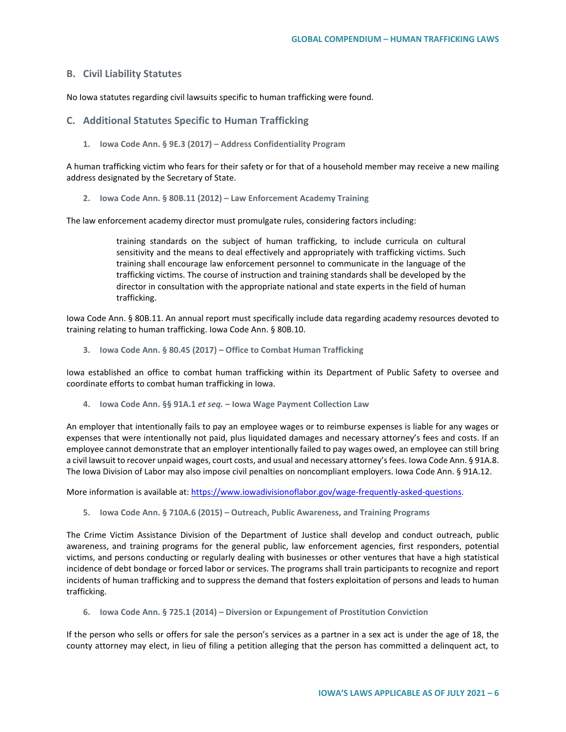## B. Civil Liability Statutes

No Iowa statutes regarding civil lawsuits specific to human trafficking were found.

## C. Additional Statutes Specific to Human Trafficking

### 1. Iowa Code Ann. § 9E.3 (2017) – Address Confidentiality Program

A human trafficking victim who fears for their safety or for that of a household member may receive a new mailing address designated by the Secretary of State.

### 2. Iowa Code Ann. § 80B.11 (2012) – Law Enforcement Academy Training

The law enforcement academy director must promulgate rules, considering factors including:

> training standards on the subject of human trafficking, to include curricula on cultural sensitivity and the means to deal effectively and appropriately with trafficking victims. Such training shall encourage law enforcement personnel to communicate in the language of the trafficking victims. The course of instruction and training standards shall be developed by the director in consultation with the appropriate national and state experts in the field of human trafficking.

Iowa Code Ann. § 80B.11. An annual report must specifically include data regarding academy resources devoted to training relating to human trafficking. Iowa Code Ann. § 80B.10.

### 3. Iowa Code Ann. § 80.45 (2017) – Office to Combat Human Trafficking

Iowa established an office to combat human trafficking within its Department of Public Safety to oversee and coordinate efforts to combat human trafficking in Iowa.

### 4. Iowa Code Ann. §§ 91A.1 *et seq.* – Iowa Wage Payment Collection Law

An employer that intentionally fails to pay an employee wages or to reimburse expenses is liable for any wages or expenses that were intentionally not paid, plus liquidated damages and necessary attorney's fees and costs. If an employee cannot demonstrate that an employer intentionally failed to pay wages owed, an employee can still bring a civil lawsuit to recover unpaid wages, court costs, and usual and necessary attorney's fees. Iowa Code Ann. § 91A.8. The Iowa Division of Labor may also impose civil penalties on noncompliant employers. Iowa Code Ann. § 91A.12.

More information is available at: [https://www.iowadivisionoflabor.gov/wage-frequently-asked-questions](https://www.iowadivisionoflabor.gov/wage-frequently-asked-questions).

### 5. Iowa Code Ann. § 710A.6 (2015) – Outreach, Public Awareness, and Training Programs

The Crime Victim Assistance Division of the Department of Justice shall develop and conduct outreach, public awareness, and training programs for the general public, law enforcement agencies, first responders, potential victims, and persons conducting or regularly dealing with businesses or other ventures that have a high statistical incidence of debt bondage or forced labor or services. The programs shall train participants to recognize and report incidents of human trafficking and to suppress the demand that fosters exploitation of persons and leads to human trafficking.

### 6. Iowa Code Ann. § 725.1 (2014) – Diversion or Expungement of Prostitution Conviction

If the person who sells or offers for sale the person's services as a partner in a sex act is under the age of 18, the county attorney may elect, in lieu of filing a petition alleging that the person has committed a delinquent act, to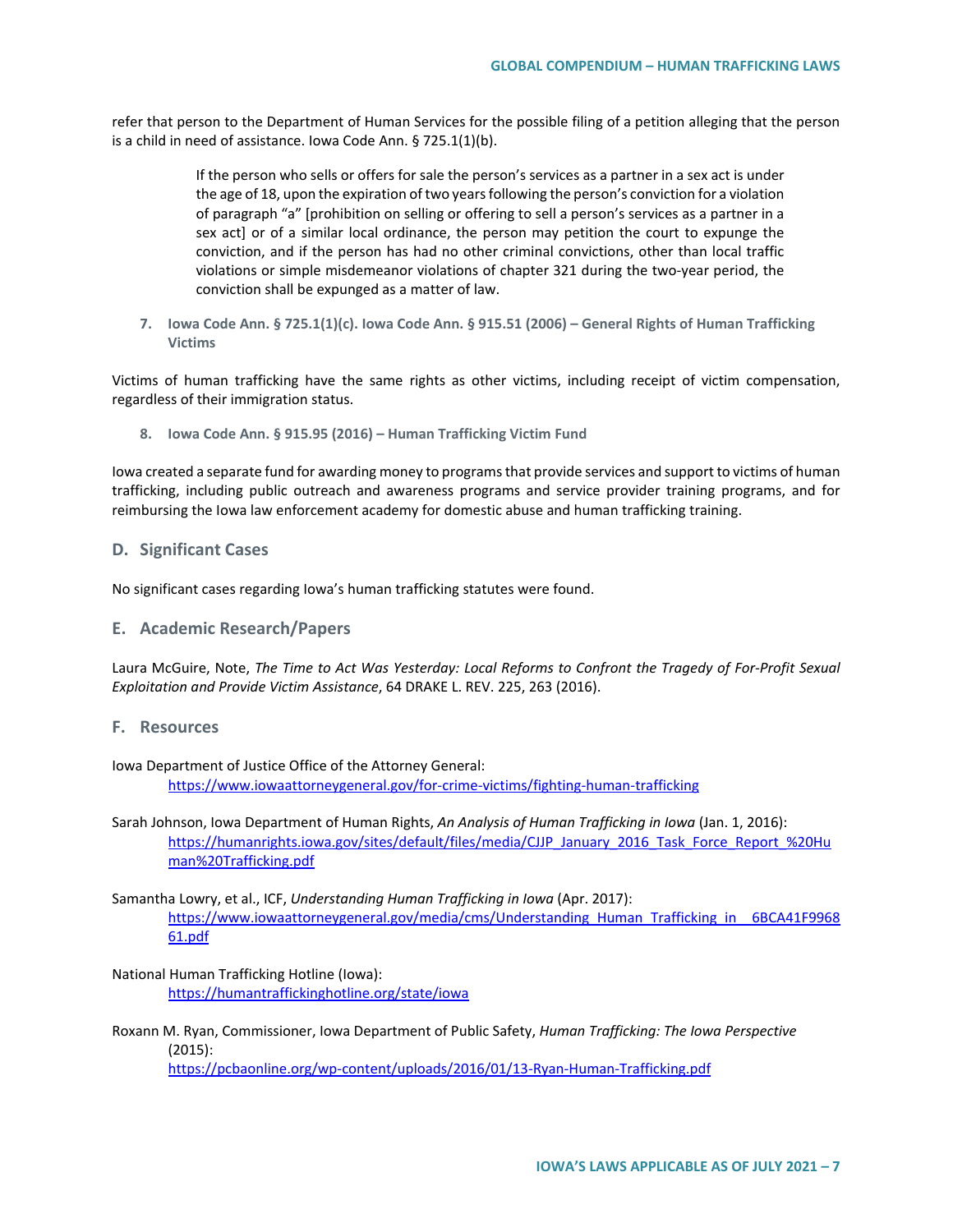refer that person to the Department of Human Services for the possible filing of a petition alleging that the person is a child in need of assistance. Iowa Code Ann. § 725.1(1)(b).

> If the person who sells or offers for sale the person's services as a partner in a sex act is under the age of 18, upon the expiration of two years following the person's conviction for a violation of paragraph "a" [prohibition on selling or offering to sell a person's services as a partner in a sex act] or of a similar local ordinance, the person may petition the court to expunge the conviction, and if the person has had no other criminal convictions, other than local traffic violations or simple misdemeanor violations of chapter 321 during the two-year period, the conviction shall be expunged as a matter of law.

7. **Iowa Code Ann. § 725.1(1)(c). Iowa Code Ann. § 915.51 (2006) – General Rights of Human Trafficking Victims**

Victims of human trafficking have the same rights as other victims, including receipt of victim compensation, regardless of their immigration status.

8. **Iowa Code Ann. § 915.95 (2016) – Human Trafficking Victim Fund**

Iowa created a separate fund for awarding money to programs that provide services and support to victims of human trafficking, including public outreach and awareness programs and service provider training programs, and for reimbursing the Iowa law enforcement academy for domestic abuse and human trafficking training.

## D. Significant Cases

No significant cases regarding Iowa's human trafficking statutes were found.

## E. Academic Research/Papers

Laura McGuire, Note, *The Time to Act Was Yesterday: Local Reforms to Confront the Tragedy of For-Profit Sexual Exploitation and Provide Victim Assistance*, 64 DRAKE L. REV. 225, 263 (2016).

## F. Resources

Iowa Department of Justice Office of the Attorney General:
https://www.iowaattorneygeneral.gov/for-crime-victims/fighting-human-trafficking

Sarah Johnson, Iowa Department of Human Rights, *An Analysis of Human Trafficking in Iowa* (Jan. 1, 2016):
https://humanrights.iowa.gov/sites/default/files/media/CJJP_January_2016_Task_Force_Report_%20Human%20Trafficking.pdf

Samantha Lowry, et al., ICF, *Understanding Human Trafficking in Iowa* (Apr. 2017):
https://www.iowaattorneygeneral.gov/media/cms/Understanding_Human_Trafficking_in__6BCA41F996861.pdf

National Human Trafficking Hotline (Iowa):
https://humantraffickinghotline.org/state/iowa

Roxann M. Ryan, Commissioner, Iowa Department of Public Safety, *Human Trafficking: The Iowa Perspective* (2015):
https://pcbaonline.org/wp-content/uploads/2016/01/13-Ryan-Human-Trafficking.pdf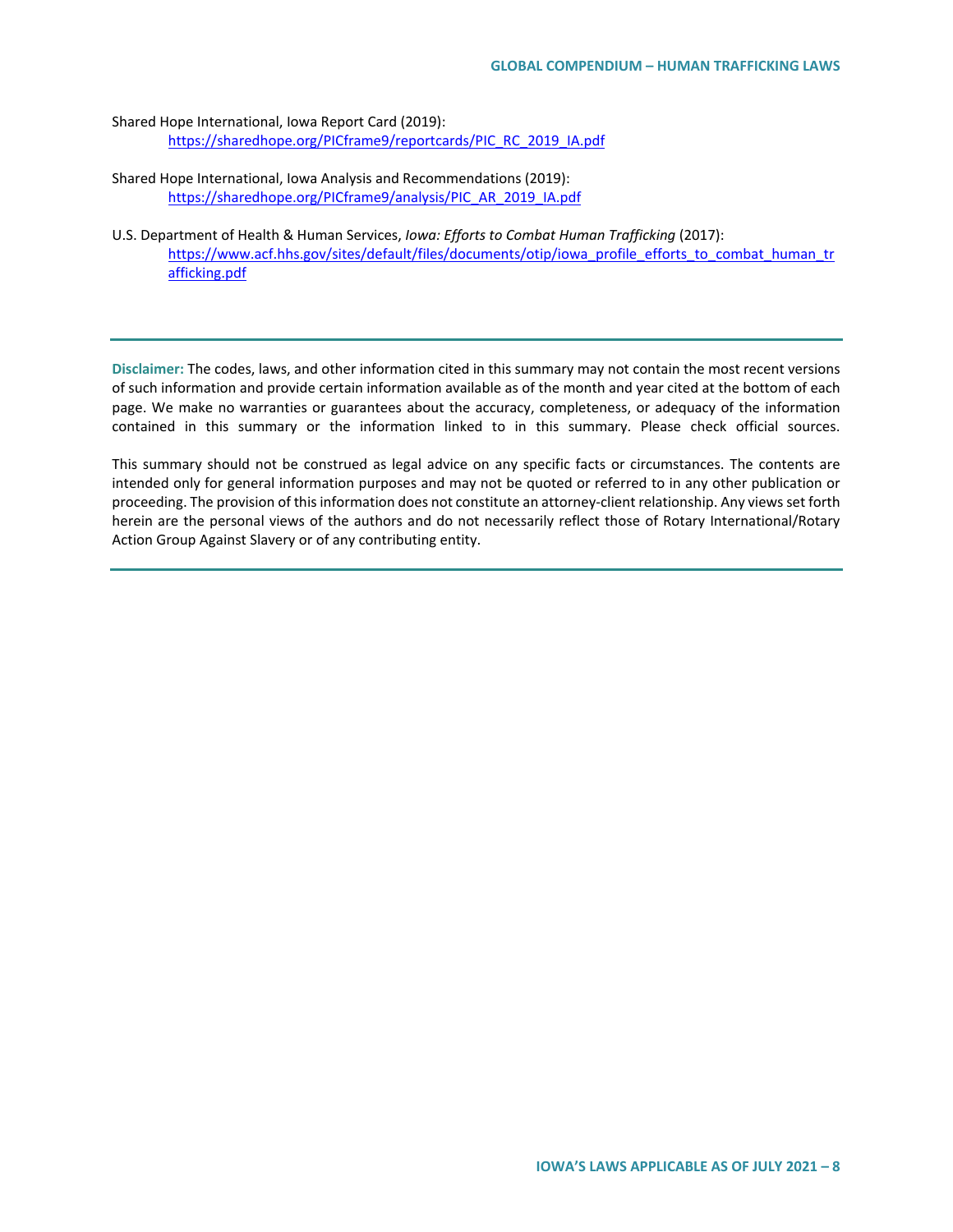Shared Hope International, Iowa Report Card (2019):
https://sharedhope.org/PICframe9/reportcards/PIC_RC_2019_IA.pdf

Shared Hope International, Iowa Analysis and Recommendations (2019):
https://sharedhope.org/PICframe9/analysis/PIC_AR_2019_IA.pdf

U.S. Department of Health & Human Services, *Iowa: Efforts to Combat Human Trafficking* (2017):
https://www.acf.hhs.gov/sites/default/files/documents/otip/iowa_profile_efforts_to_combat_human_trafficking.pdf

---

**Disclaimer:** The codes, laws, and other information cited in this summary may not contain the most recent versions of such information and provide certain information available as of the month and year cited at the bottom of each page. We make no warranties or guarantees about the accuracy, completeness, or adequacy of the information contained in this summary or the information linked to in this summary. Please check official sources.

This summary should not be construed as legal advice on any specific facts or circumstances. The contents are intended only for general information purposes and may not be quoted or referred to in any other publication or proceeding. The provision of this information does not constitute an attorney-client relationship. Any views set forth herein are the personal views of the authors and do not necessarily reflect those of Rotary International/Rotary Action Group Against Slavery or of any contributing entity.

---